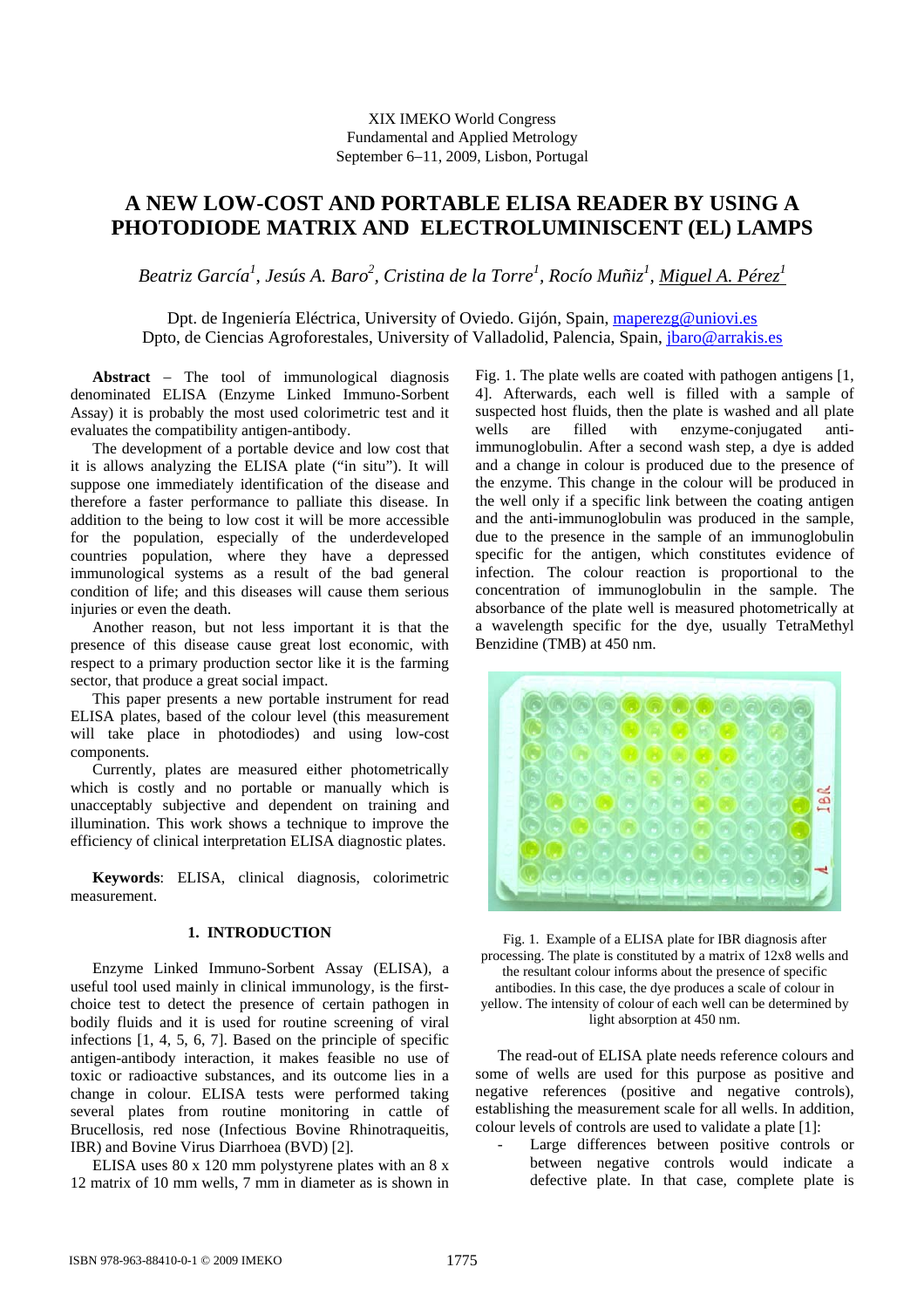XIX IMEKO World Congress
Fundamental and Applied Metrology
September 6–11, 2009, Lisbon, Portugal

# A NEW LOW-COST AND PORTABLE ELISA READER BY USING A PHOTODIODE MATRIX AND ELECTROLUMINISCENT (EL) LAMPS

*Beatriz García[1], Jesús A. Baro[2], Cristina de la Torre[1], Rocío Muñiz[1], Miguel A. Pérez[1]*

Dpt. de Ingeniería Eléctrica, University of Oviedo. Gijón, Spain, maperezg@uniovi.es
Dpto, de Ciencias Agroforestales, University of Valladolid, Palencia, Spain, jbaro@arrakis.es

**Abstract** – The tool of immunological diagnosis denominated ELISA (Enzyme Linked Immuno-Sorbent Assay) it is probably the most used colorimetric test and it evaluates the compatibility antigen-antibody.

The development of a portable device and low cost that it is allows analyzing the ELISA plate ("in situ"). It will suppose one immediately identification of the disease and therefore a faster performance to palliate this disease. In addition to the being to low cost it will be more accessible for the population, especially of the underdeveloped countries population, where they have a depressed immunological systems as a result of the bad general condition of life; and this diseases will cause them serious injuries or even the death.

Another reason, but not less important it is that the presence of this disease cause great lost economic, with respect to a primary production sector like it is the farming sector, that produce a great social impact.

This paper presents a new portable instrument for read ELISA plates, based of the colour level (this measurement will take place in photodiodes) and using low-cost components.

Currently, plates are measured either photometrically which is costly and no portable or manually which is unacceptably subjective and dependent on training and illumination. This work shows a technique to improve the efficiency of clinical interpretation ELISA diagnostic plates.

**Keywords**: ELISA, clinical diagnosis, colorimetric measurement.

## 1. INTRODUCTION

Enzyme Linked Immuno-Sorbent Assay (ELISA), a useful tool used mainly in clinical immunology, is the first-choice test to detect the presence of certain pathogen in bodily fluids and it is used for routine screening of viral infections [1, 4, 5, 6, 7]. Based on the principle of specific antigen-antibody interaction, it makes feasible no use of toxic or radioactive substances, and its outcome lies in a change in colour. ELISA tests were performed taking several plates from routine monitoring in cattle of Brucellosis, red nose (Infectious Bovine Rhinotraqueitis, IBR) and Bovine Virus Diarrhoea (BVD) [2].

ELISA uses 80 x 120 mm polystyrene plates with an 8 x 12 matrix of 10 mm wells, 7 mm in diameter as is shown in Fig. 1. The plate wells are coated with pathogen antigens [1, 4]. Afterwards, each well is filled with a sample of suspected host fluids, then the plate is washed and all plate wells are filled with enzyme-conjugated anti-immunoglobulin. After a second wash step, a dye is added and a change in colour is produced due to the presence of the enzyme. This change in the colour will be produced in the well only if a specific link between the coating antigen and the anti-immunoglobulin was produced in the sample, due to the presence in the sample of an immunoglobulin specific for the antigen, which constitutes evidence of infection. The colour reaction is proportional to the concentration of immunoglobulin in the sample. The absorbance of the plate well is measured photometrically at a wavelength specific for the dye, usually TetraMethyl Benzidine (TMB) at 450 nm.

Fig. 1. Example of a ELISA plate for IBR diagnosis after processing. The plate is constituted by a matrix of 12x8 wells and the resultant colour informs about the presence of specific antibodies. In this case, the dye produces a scale of colour in yellow. The intensity of colour of each well can be determined by light absorption at 450 nm.

The read-out of ELISA plate needs reference colours and some of wells are used for this purpose as positive and negative references (positive and negative controls), establishing the measurement scale for all wells. In addition, colour levels of controls are used to validate a plate [1]:

- Large differences between positive controls or between negative controls would indicate a defective plate. In that case, complete plate is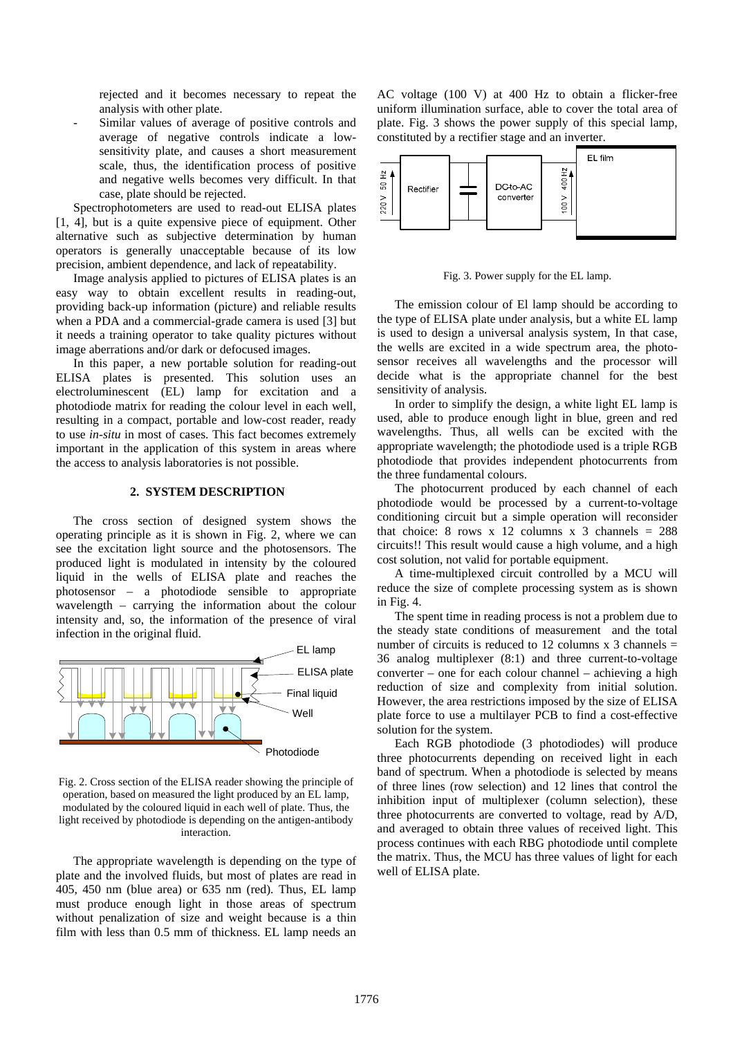rejected and it becomes necessary to repeat the analysis with other plate.

- Similar values of average of positive controls and average of negative controls indicate a low-sensitivity plate, and causes a short measurement scale, thus, the identification process of positive and negative wells becomes very difficult. In that case, plate should be rejected.

Spectrophotometers are used to read-out ELISA plates [1, 4], but is a quite expensive piece of equipment. Other alternative such as subjective determination by human operators is generally unacceptable because of its low precision, ambient dependence, and lack of repeatability.

Image analysis applied to pictures of ELISA plates is an easy way to obtain excellent results in reading-out, providing back-up information (picture) and reliable results when a PDA and a commercial-grade camera is used [3] but it needs a training operator to take quality pictures without image aberrations and/or dark or defocused images.

In this paper, a new portable solution for reading-out ELISA plates is presented. This solution uses an electroluminescent (EL) lamp for excitation and a photodiode matrix for reading the colour level in each well, resulting in a compact, portable and low-cost reader, ready to use *in-situ* in most of cases. This fact becomes extremely important in the application of this system in areas where the access to analysis laboratories is not possible.

## 2. SYSTEM DESCRIPTION

The cross section of designed system shows the operating principle as it is shown in Fig. 2, where we can see the excitation light source and the photosensors. The produced light is modulated in intensity by the coloured liquid in the wells of ELISA plate and reaches the photosensor – a photodiode sensible to appropriate wavelength – carrying the information about the colour intensity and, so, the information of the presence of viral infection in the original fluid.

Fig. 2. Cross section of the ELISA reader showing the principle of operation, based on measured the light produced by an EL lamp, modulated by the coloured liquid in each well of plate. Thus, the light received by photodiode is depending on the antigen-antibody interaction.

The appropriate wavelength is depending on the type of plate and the involved fluids, but most of plates are read in 405, 450 nm (blue area) or 635 nm (red). Thus, EL lamp must produce enough light in those areas of spectrum without penalization of size and weight because is a thin film with less than 0.5 mm of thickness. EL lamp needs an AC voltage (100 V) at 400 Hz to obtain a flicker-free uniform illumination surface, able to cover the total area of plate. Fig. 3 shows the power supply of this special lamp, constituted by a rectifier stage and an inverter.

Fig. 3. Power supply for the EL lamp.

The emission colour of El lamp should be according to the type of ELISA plate under analysis, but a white EL lamp is used to design a universal analysis system, In that case, the wells are excited in a wide spectrum area, the photo-sensor receives all wavelengths and the processor will decide what is the appropriate channel for the best sensitivity of analysis.

In order to simplify the design, a white light EL lamp is used, able to produce enough light in blue, green and red wavelengths. Thus, all wells can be excited with the appropriate wavelength; the photodiode used is a triple RGB photodiode that provides independent photocurrents from the three fundamental colours.

The photocurrent produced by each channel of each photodiode would be processed by a current-to-voltage conditioning circuit but a simple operation will reconsider that choice: 8 rows x 12 columns x 3 channels = 288 circuits!! This result would cause a high volume, and a high cost solution, not valid for portable equipment.

A time-multiplexed circuit controlled by a MCU will reduce the size of complete processing system as is shown in Fig. 4.

The spent time in reading process is not a problem due to the steady state conditions of measurement and the total number of circuits is reduced to 12 columns x 3 channels = 36 analog multiplexer (8:1) and three current-to-voltage converter – one for each colour channel – achieving a high reduction of size and complexity from initial solution. However, the area restrictions imposed by the size of ELISA plate force to use a multilayer PCB to find a cost-effective solution for the system.

Each RGB photodiode (3 photodiodes) will produce three photocurrents depending on received light in each band of spectrum. When a photodiode is selected by means of three lines (row selection) and 12 lines that control the inhibition input of multiplexer (column selection), these three photocurrents are converted to voltage, read by A/D, and averaged to obtain three values of received light. This process continues with each RBG photodiode until complete the matrix. Thus, the MCU has three values of light for each well of ELISA plate.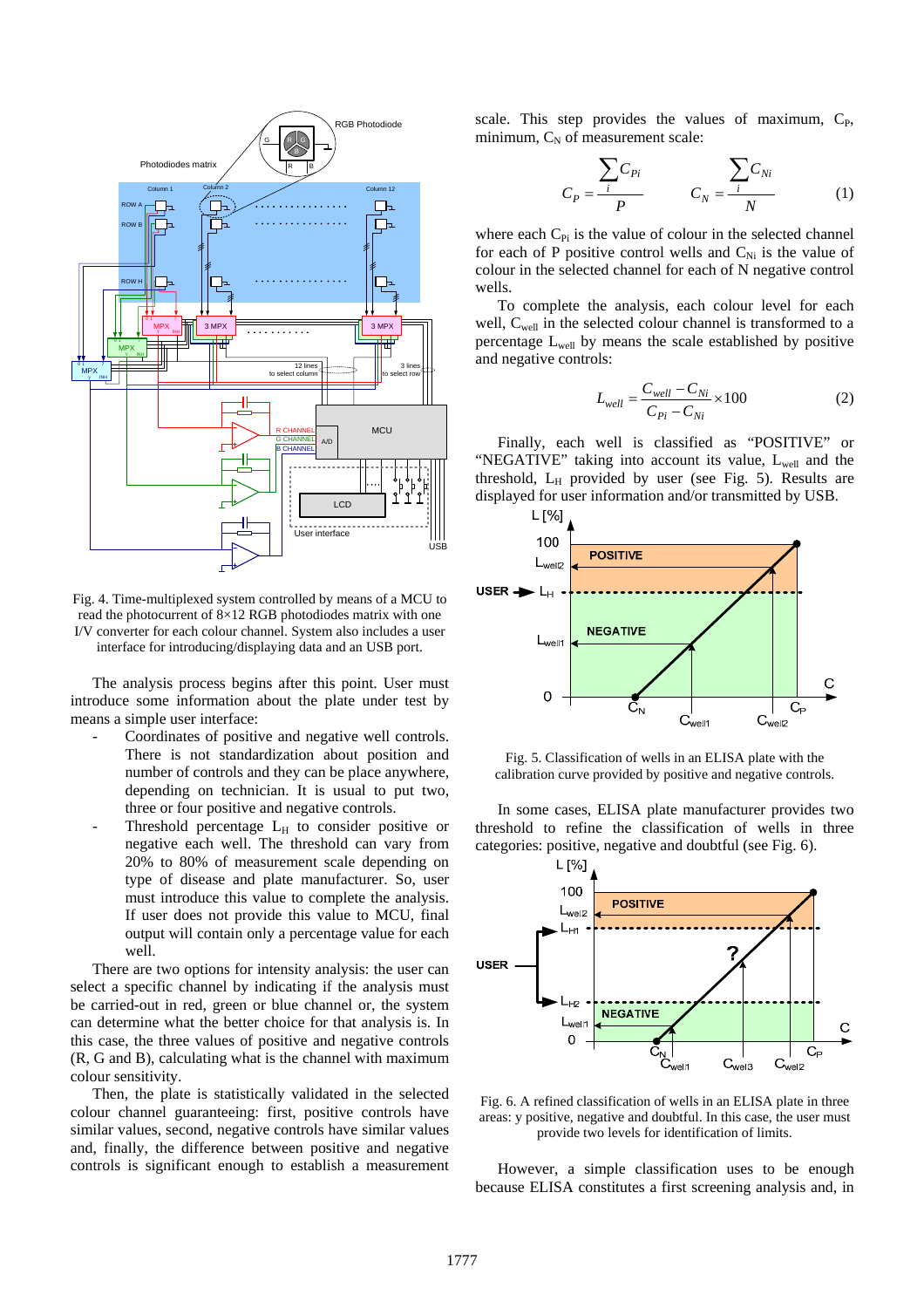Fig. 4. Time-multiplexed system controlled by means of a MCU to read the photocurrent of 8×12 RGB photodiodes matrix with one I/V converter for each colour channel. System also includes a user interface for introducing/displaying data and an USB port.

The analysis process begins after this point. User must introduce some information about the plate under test by means a simple user interface:

- Coordinates of positive and negative well controls. There is not standardization about position and number of controls and they can be placed anywhere, depending on technician. It is usual to put two, three or four positive and negative controls.
- Threshold percentage $L_H$ to consider positive or negative each well. The threshold can vary from 20% to 80% of measurement scale depending on type of disease and plate manufacturer. So, user must introduce this value to complete the analysis. If user does not provide this value to MCU, final output will contain only a percentage value for each well.

There are two options for intensity analysis: the user can select a specific channel by indicating if the analysis must be carried-out in red, green or blue channel or, the system can determine what the better choice for that analysis is. In this case, the three values of positive and negative controls (R, G and B), calculating what is the channel with maximum colour sensitivity.

Then, the plate is statistically validated in the selected colour channel guaranteeing: first, positive controls have similar values, second, negative controls have similar values and, finally, the difference between positive and negative controls is significant enough to establish a measurement scale. This step provides the values of maximum, $C_P$, minimum, $C_N$ of measurement scale:

$$C_P = \frac{\sum_i C_{Pi}}{P} \qquad C_N = \frac{\sum_i C_{Ni}}{N} \qquad (1)$$

where each $C_{Pi}$ is the value of colour in the selected channel for each of P positive control wells and $C_{Ni}$ is the value of colour in the selected channel for each of N negative control wells.

To complete the analysis, each colour level for each well, $C_{well}$ in the selected colour channel is transformed to a percentage $L_{well}$ by means the scale established by positive and negative controls:

$$L_{well} = \frac{C_{well} - C_{Ni}}{C_{Pi} - C_{Ni}} \times 100 \qquad (2)$$

Finally, each well is classified as "POSITIVE" or "NEGATIVE" taking into account its value, $L_{well}$ and the threshold, $L_H$ provided by user (see Fig. 5). Results are displayed for user information and/or transmitted by USB.

Fig. 5. Classification of wells in an ELISA plate with the calibration curve provided by positive and negative controls.

In some cases, ELISA plate manufacturer provides two threshold to refine the classification of wells in three categories: positive, negative and doubtful (see Fig. 6).

Fig. 6. A refined classification of wells in an ELISA plate in three areas: y positive, negative and doubtful. In this case, the user must provide two levels for identification of limits.

However, a simple classification uses to be enough because ELISA constitutes a first screening analysis and, in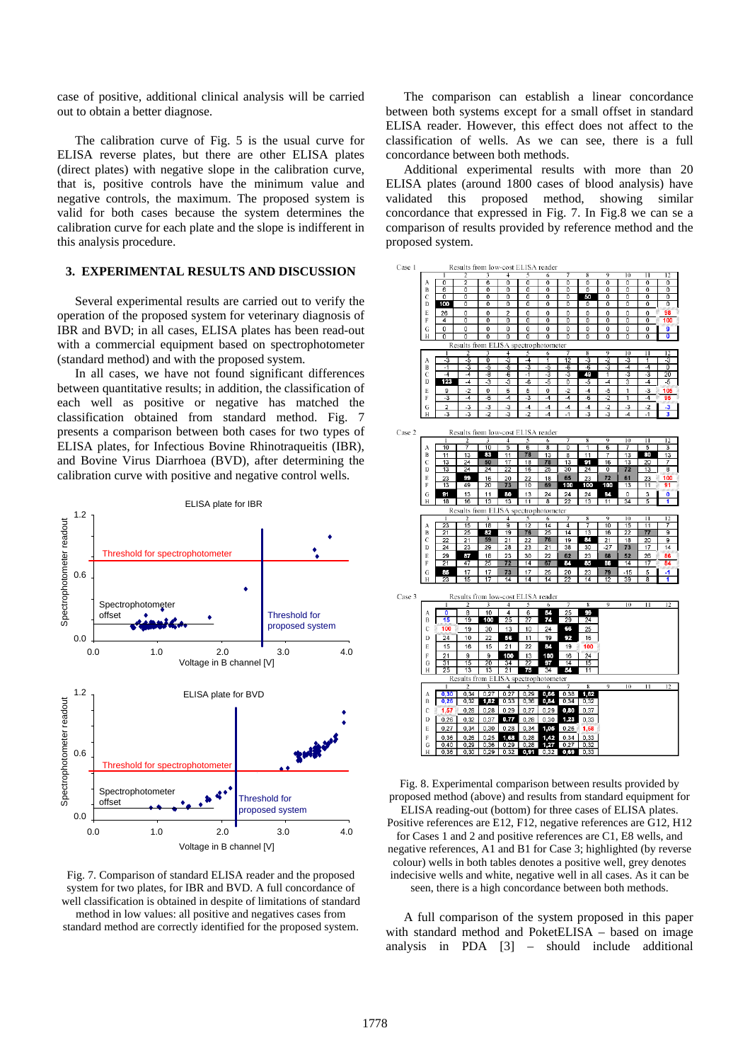case of positive, additional clinical analysis will be carried out to obtain a better diagnose.

The calibration curve of Fig. 5 is the usual curve for ELISA reverse plates, but there are other ELISA plates (direct plates) with negative slope in the calibration curve, that is, positive controls have the minimum value and negative controls, the maximum. The proposed system is valid for both cases because the system determines the calibration curve for each plate and the slope is indifferent in this analysis procedure.

## 3. EXPERIMENTAL RESULTS AND DISCUSSION

Several experimental results are carried out to verify the operation of the proposed system for veterinary diagnosis of IBR and BVD; in all cases, ELISA plates has been read-out with a commercial equipment based on spectrophotometer (standard method) and with the proposed system.

In all cases, we have not found significant differences between quantitative results; in addition, the classification of each well as positive or negative has matched the classification obtained from standard method. Fig. 7 presents a comparison between both cases for two types of ELISA plates, for Infectious Bovine Rhinotraqueitis (IBR), and Bovine Virus Diarrhoea (BVD), after determining the calibration curve with positive and negative control wells.

Fig. 7. Comparison of standard ELISA reader and the proposed system for two plates, for IBR and BVD. A full concordance of well classification is obtained in despite of limitations of standard method in low values: all positive and negatives cases from standard method are correctly identified for the proposed system.

The comparison can establish a linear concordance between both systems except for a small offset in standard ELISA reader. However, this effect does not affect to the classification of wells. As we can see, there is a full concordance between both methods.

Additional experimental results with more than 20 ELISA plates (around 1800 cases of blood analysis) have validated this proposed method, showing similar concordance that expressed in Fig. 7. In Fig.8 we can se a comparison of results provided by reference method and the proposed system.

Case 1

Results from low-cost ELISA reader

| | 1 | 2 | 3 | 4 | 5 | 6 | 7 | 8 | 9 | 10 | 11 | 12 |
|---|---|---|---|---|---|---|---|---|---|---|---|---|
| A | 0 | 2 | 6 | 0 | 0 | 0 | 0 | 0 | 0 | 0 | 0 | 0 |
| B | 6 | 0 | 0 | 0 | 0 | 0 | 0 | 0 | 0 | 0 | 0 | 0 |
| C | 0 | 0 | 0 | 0 | 0 | 0 | 0 | 50 | 0 | 0 | 0 | 0 |
| D | 100 | 0 | 0 | 0 | 0 | 0 | 0 | 0 | 0 | 0 | 0 | 0 |
| E | 26 | 0 | 0 | 2 | 0 | 0 | 0 | 0 | 0 | 0 | 0 | 98 |
| F | 4 | 0 | 0 | 0 | 0 | 0 | 0 | 0 | 0 | 0 | 0 | 100 |
| G | 0 | 0 | 0 | 0 | 0 | 0 | 0 | 0 | 0 | 0 | 0 | 0 |
| H | 0 | 0 | 0 | 0 | 0 | 0 | 0 | 0 | 0 | 0 | 0 | 0 |

Results from ELISA spectrophotometer

| | 1 | 2 | 3 | 4 | 5 | 6 | 7 | 8 | 9 | 10 | 11 | 12 |
|---|---|---|---|---|---|---|---|---|---|---|---|---|
| A | -3 | -5 | 0 | -3 | -4 | 1 | 12 | -3 | -2 | -3 | 1 | -3 |
| B | -1 | -3 | -5 | -5 | -3 | -5 | -6 | -6 | -3 | -4 | -4 | 0 |
| C | -4 | -4 | -8 | -6 | -1 | -3 | -3 | 49 | 1 | -3 | -5 | 20 |
| D | 123 | -4 | -3 | -3 | -6 | -5 | 0 | -5 | -4 | 3 | -4 | -5 |
| E | 9 | -2 | 0 | 5 | 5 | 0 | -2 | -4 | -5 | 1 | -3 | 105 |
| F | -3 | -4 | -6 | -4 | -3 | -4 | -4 | -6 | -2 | 1 | -4 | 95 |
| G | 2 | -3 | -3 | -3 | -4 | -4 | -4 | -4 | -2 | -3 | -2 | -3 |
| H | -3 | -3 | -2 | -3 | -2 | -4 | -1 | -3 | -3 | -4 | -1 | 3 |

Case 2

Results from low-cost ELISA reader

| | 1 | 2 | 3 | 4 | 5 | 6 | 7 | 8 | 9 | 10 | 11 | 12 |
|---|---|---|---|---|---|---|---|---|---|---|---|---|
| A | 10 | 7 | 10 | 5 | 6 | 8 | 0 | 1 | 6 | 7 | 5 | 3 |
| B | 11 | 13 | 83 | 11 | 78 | 13 | 8 | 11 | 7 | 13 | 80 | 13 |
| C | 13 | 24 | 50 | 17 | 18 | 78 | 13 | 91 | 16 | 13 | 20 | 7 |
| D | 13 | 24 | 24 | 22 | 16 | 25 | 30 | 24 | 0 | 72 | 13 | 8 |
| E | 23 | 99 | 16 | 20 | 22 | 18 | 65 | 23 | 72 | 61 | 23 | 100 |
| F | 13 | 49 | 20 | 73 | 10 | 69 | 100 | 100 | 100 | 13 | 11 | 91 |
| G | 91 | 13 | 11 | 80 | 13 | 24 | 24 | 24 | 94 | 0 | 3 | 0 |
| H | 18 | 16 | 13 | 13 | 11 | 8 | 22 | 13 | 11 | 34 | 5 | 1 |

Results from ELISA spectrophotometer

| | 1 | 2 | 3 | 4 | 5 | 6 | 7 | 8 | 9 | 10 | 11 | 12 |
|---|---|---|---|---|---|---|---|---|---|---|---|---|
| A | 23 | 15 | 18 | 9 | 12 | 14 | 4 | 7 | 10 | 15 | 11 | 7 |
| B | 21 | 25 | 82 | 19 | 76 | 25 | 14 | 13 | 16 | 22 | 77 | 9 |
| C | 22 | 21 | 59 | 21 | 22 | 76 | 19 | 84 | 21 | 18 | 20 | 9 |
| D | 24 | 23 | 29 | 28 | 23 | 21 | 38 | 30 | -27 | 73 | 17 | 14 |
| E | 29 | 87 | 18 | 23 | 30 | 22 | 62 | 23 | 88 | 52 | 26 | 86 |
| F | 21 | 47 | 25 | 72 | 14 | 67 | 84 | 85 | 86 | 14 | 17 | 84 |
| G | 85 | 17 | 17 | 73 | 17 | 25 | 20 | 23 | 79 | -15 | 5 | -1 |
| H | 23 | 15 | 17 | 14 | 14 | 14 | 22 | 14 | 12 | 39 | 8 | 1 |

Case 3

Results from low-cost ELISA reader

| | 1 | 2 | 3 | 4 | 5 | 6 | 7 | 8 | 9 | 10 | 11 | 12 |
|---|---|---|---|---|---|---|---|---|---|---|---|---|
| A | 0 | 8 | 10 | 4 | 6 | 54 | 25 | 99 | | | | |
| B | 15 | 19 | 100 | 25 | 27 | 74 | 29 | 24 | | | | |
| C | 100 | 19 | 30 | 13 | 10 | 24 | 66 | 25 | | | | |
| D | 24 | 10 | 22 | 56 | 11 | 19 | 92 | 16 | | | | |
| E | 15 | 16 | 15 | 21 | 22 | 84 | 19 | 100 | | | | |
| F | 21 | 9 | 9 | 100 | 13 | 100 | 16 | 24 | | | | |
| G | 31 | 15 | 20 | 34 | 22 | 97 | 14 | 15 | | | | |
| H | 25 | 13 | 13 | 21 | 75 | 34 | 54 | 11 | | | | |

Results from ELISA spectrophotometer

| | 1 | 2 | 3 | 4 | 5 | 6 | 7 | 8 | 9 | 10 | 11 | 12 |
|---|---|---|---|---|---|---|---|---|---|---|---|---|
| A | 0,30 | 0,34 | 0,27 | 0,27 | 0,29 | 0,66 | 0,38 | 1,82 | | | | |
| B | 0,26 | 0,32 | 1,82 | 0,33 | 0,36 | 0,84 | 0,34 | 0,32 | | | | |
| C | 1,57 | 0,28 | 0,28 | 0,29 | 0,27 | 0,29 | 0,80 | 0,37 | | | | |
| D | 0,26 | 0,32 | 0,37 | 0,77 | 0,28 | 0,30 | 1,23 | 0,33 | | | | |
| E | 0,27 | 0,34 | 0,30 | 0,28 | 0,34 | 1,06 | 0,26 | 1,58 | | | | |
| F | 0,36 | 0,26 | 0,25 | 1,68 | 0,28 | 1,42 | 0,34 | 0,33 | | | | |
| G | 0,40 | 0,29 | 0,36 | 0,29 | 0,28 | 1,27 | 0,27 | 0,32 | | | | |
| H | 0,36 | 0,30 | 0,29 | 0,32 | 0,91 | 0,32 | 0,69 | 0,33 | | | | |

Fig. 8. Experimental comparison between results provided by proposed method (above) and results from standard equipment for ELISA reading-out (bottom) for three cases of ELISA plates. Positive references are E12, F12, negative references are G12, H12 for Cases 1 and 2 and positive references are C1, E8 wells, and negative references, A1 and B1 for Case 3; highlighted (by reverse colour) wells in both tables denotes a positive well, grey denotes indecisive wells and white, negative well in all cases. As it can be seen, there is a high concordance between both methods.

A full comparison of the system proposed in this paper with standard method and PoketELISA – based on image analysis in PDA [3] – should include additional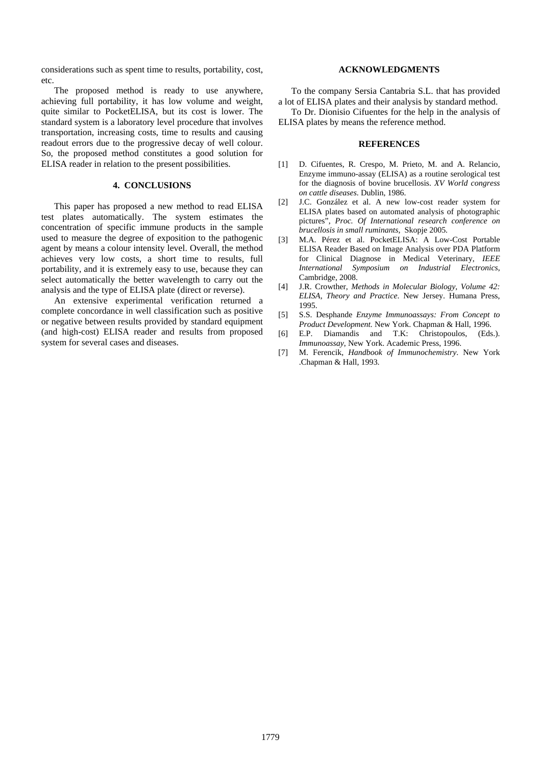considerations such as spent time to results, portability, cost, etc.

The proposed method is ready to use anywhere, achieving full portability, it has low volume and weight, quite similar to PocketELISA, but its cost is lower. The standard system is a laboratory level procedure that involves transportation, increasing costs, time to results and causing readout errors due to the progressive decay of well colour. So, the proposed method constitutes a good solution for ELISA reader in relation to the present possibilities.

## 4. CONCLUSIONS

This paper has proposed a new method to read ELISA test plates automatically. The system estimates the concentration of specific immune products in the sample used to measure the degree of exposition to the pathogenic agent by means a colour intensity level. Overall, the method achieves very low costs, a short time to results, full portability, and it is extremely easy to use, because they can select automatically the better wavelength to carry out the analysis and the type of ELISA plate (direct or reverse).

An extensive experimental verification returned a complete concordance in well classification such as positive or negative between results provided by standard equipment (and high-cost) ELISA reader and results from proposed system for several cases and diseases.

## ACKNOWLEDGMENTS

To the company Sersia Cantabria S.L. that has provided a lot of ELISA plates and their analysis by standard method.

To Dr. Dionisio Cifuentes for the help in the analysis of ELISA plates by means the reference method.

## REFERENCES

[1] D. Cifuentes, R. Crespo, M. Prieto, M. and A. Relancio, Enzyme immuno-assay (ELISA) as a routine serological test for the diagnosis of bovine brucellosis. *XV World congress on cattle diseases*. Dublin, 1986.

[2] J.C. González et al. A new low-cost reader system for ELISA plates based on automated analysis of photographic pictures", *Proc. Of International research conference on brucellosis in small ruminants*, Skopje 2005.

[3] M.A. Pérez et al. PocketELISA: A Low-Cost Portable ELISA Reader Based on Image Analysis over PDA Platform for Clinical Diagnose in Medical Veterinary, *IEEE International Symposium on Industrial Electronics*, Cambridge, 2008.

[4] J.R. Crowther, *Methods in Molecular Biology, Volume 42: ELISA, Theory and Practice*. New Jersey. Humana Press, 1995.

[5] S.S. Desphande *Enzyme Immunoassays: From Concept to Product Development.* New York. Chapman & Hall, 1996.

[6] E.P. Diamandis and T.K: Christopoulos, (Eds.). *Immunoassay*, New York. Academic Press, 1996.

[7] M. Ferencik, *Handbook of Immunochemistry*. New York .Chapman & Hall, 1993.